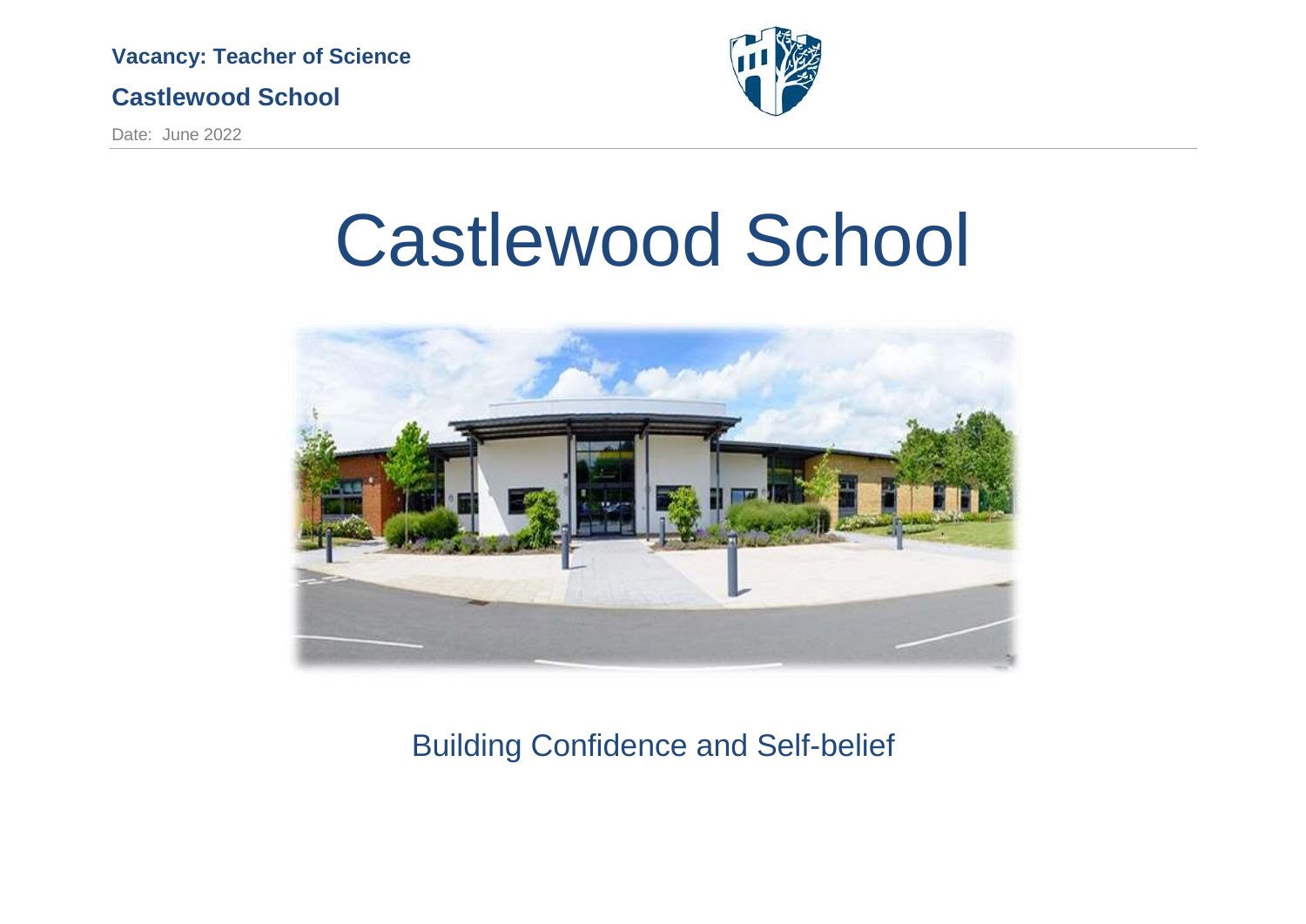**Vacancy: Teacher of Science**

**Castlewood School**

Date: June 2022

# Castlewood School

Building Confidence and Self-belief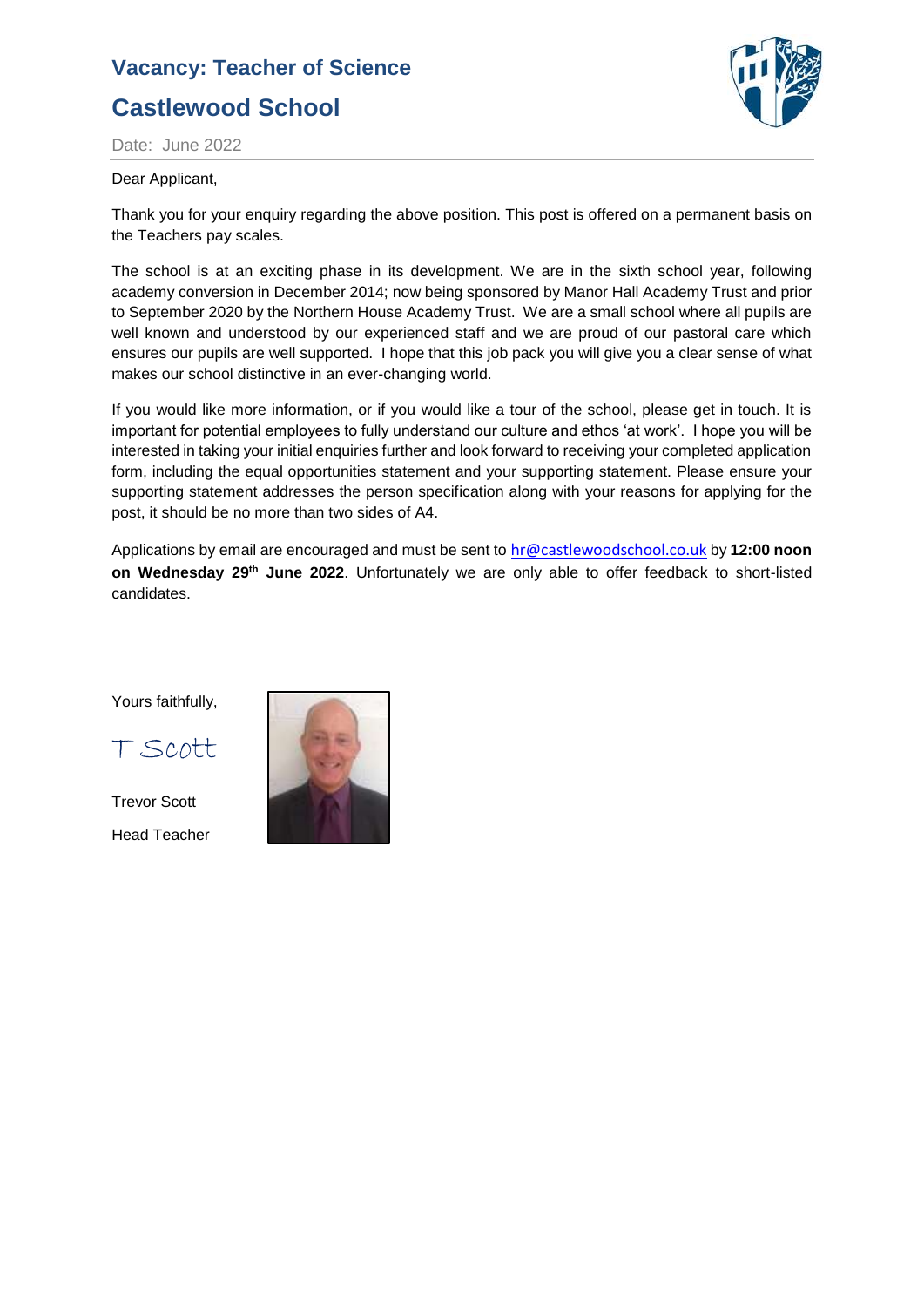# Vacancy: Teacher of Science

## Castlewood School

Date: June 2022

Dear Applicant,

Thank you for your enquiry regarding the above position. This post is offered on a permanent basis on the Teachers pay scales.

The school is at an exciting phase in its development. We are in the sixth school year, following academy conversion in December 2014; now being sponsored by Manor Hall Academy Trust and prior to September 2020 by the Northern House Academy Trust. We are a small school where all pupils are well known and understood by our experienced staff and we are proud of our pastoral care which ensures our pupils are well supported. I hope that this job pack you will give you a clear sense of what makes our school distinctive in an ever-changing world.

If you would like more information, or if you would like a tour of the school, please get in touch. It is important for potential employees to fully understand our culture and ethos 'at work'. I hope you will be interested in taking your initial enquiries further and look forward to receiving your completed application form, including the equal opportunities statement and your supporting statement. Please ensure your supporting statement addresses the person specification along with your reasons for applying for the post, it should be no more than two sides of A4.

Applications by email are encouraged and must be sent to hr@castlewoodschool.co.uk by **12:00 noon on Wednesday 29th June 2022**. Unfortunately we are only able to offer feedback to short-listed candidates.

Yours faithfully,

T Scott

Trevor Scott

Head Teacher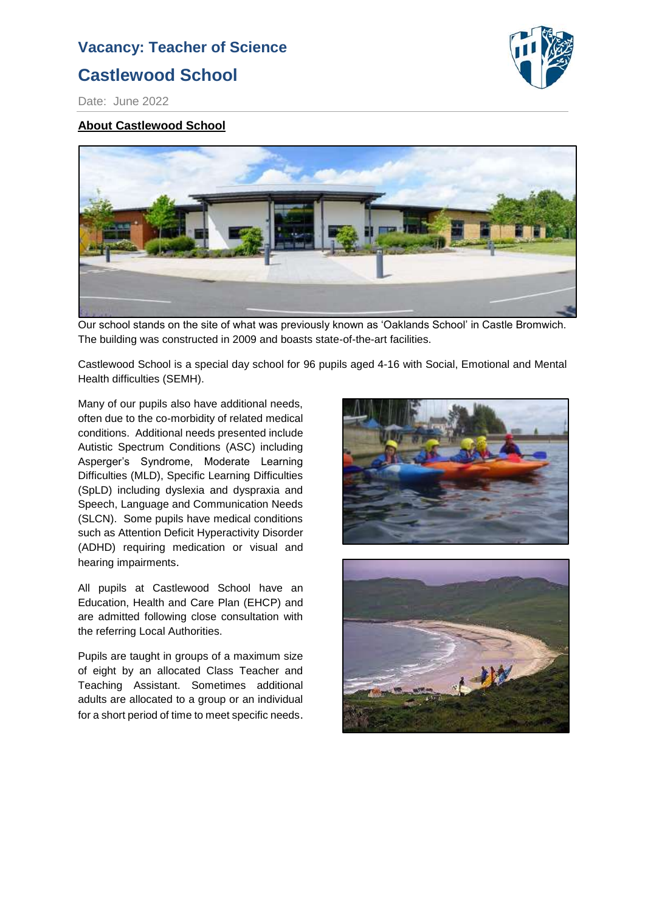## Vacancy: Teacher of Science

## Castlewood School

Date: June 2022

**About Castlewood School**

Our school stands on the site of what was previously known as 'Oaklands School' in Castle Bromwich. The building was constructed in 2009 and boasts state-of-the-art facilities.

Castlewood School is a special day school for 96 pupils aged 4-16 with Social, Emotional and Mental Health difficulties (SEMH).

Many of our pupils also have additional needs, often due to the co-morbidity of related medical conditions. Additional needs presented include Autistic Spectrum Conditions (ASC) including Asperger's Syndrome, Moderate Learning Difficulties (MLD), Specific Learning Difficulties (SpLD) including dyslexia and dyspraxia and Speech, Language and Communication Needs (SLCN). Some pupils have medical conditions such as Attention Deficit Hyperactivity Disorder (ADHD) requiring medication or visual and hearing impairments.

All pupils at Castlewood School have an Education, Health and Care Plan (EHCP) and are admitted following close consultation with the referring Local Authorities.

Pupils are taught in groups of a maximum size of eight by an allocated Class Teacher and Teaching Assistant. Sometimes additional adults are allocated to a group or an individual for a short period of time to meet specific needs.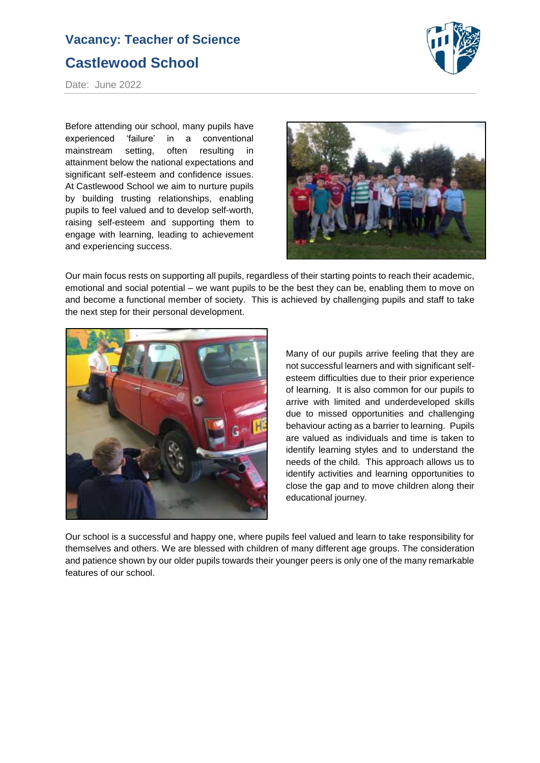## Vacancy: Teacher of Science

## Castlewood School

Date: June 2022

Before attending our school, many pupils have experienced 'failure' in a conventional mainstream setting, often resulting in attainment below the national expectations and significant self-esteem and confidence issues. At Castlewood School we aim to nurture pupils by building trusting relationships, enabling pupils to feel valued and to develop self-worth, raising self-esteem and supporting them to engage with learning, leading to achievement and experiencing success.

Our main focus rests on supporting all pupils, regardless of their starting points to reach their academic, emotional and social potential – we want pupils to be the best they can be, enabling them to move on and become a functional member of society. This is achieved by challenging pupils and staff to take the next step for their personal development.

Many of our pupils arrive feeling that they are not successful learners and with significant self-esteem difficulties due to their prior experience of learning. It is also common for our pupils to arrive with limited and underdeveloped skills due to missed opportunities and challenging behaviour acting as a barrier to learning. Pupils are valued as individuals and time is taken to identify learning styles and to understand the needs of the child. This approach allows us to identify activities and learning opportunities to close the gap and to move children along their educational journey.

Our school is a successful and happy one, where pupils feel valued and learn to take responsibility for themselves and others. We are blessed with children of many different age groups. The consideration and patience shown by our older pupils towards their younger peers is only one of the many remarkable features of our school.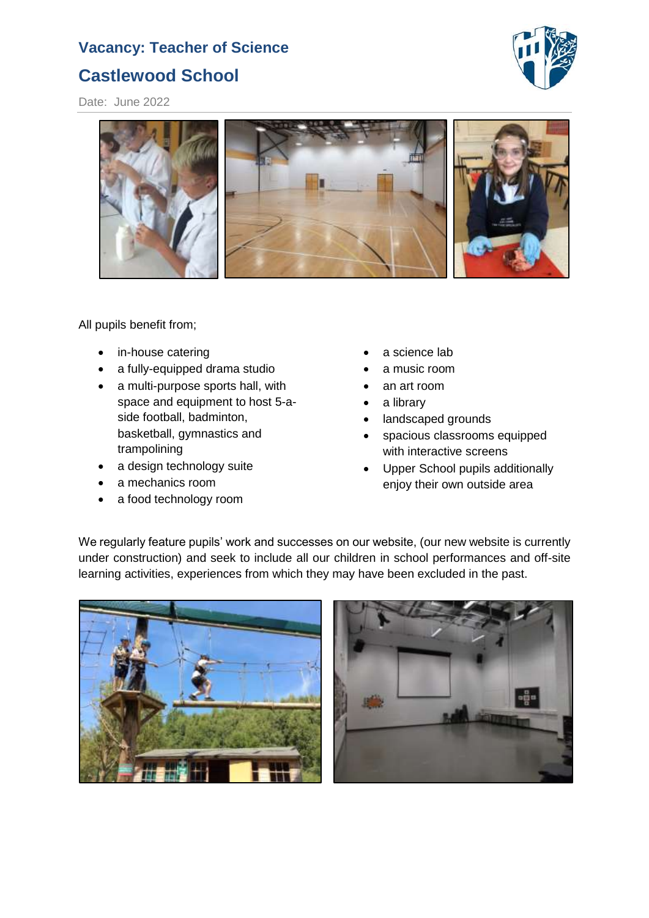## Vacancy: Teacher of Science

## Castlewood School

Date: June 2022

All pupils benefit from;

- in-house catering
- a fully-equipped drama studio
- a multi-purpose sports hall, with space and equipment to host 5-a-side football, badminton, basketball, gymnastics and trampolining
- a design technology suite
- a mechanics room
- a food technology room
- a science lab
- a music room
- an art room
- a library
- landscaped grounds
- spacious classrooms equipped with interactive screens
- Upper School pupils additionally enjoy their own outside area

We regularly feature pupils' work and successes on our website, (our new website is currently under construction) and seek to include all our children in school performances and off-site learning activities, experiences from which they may have been excluded in the past.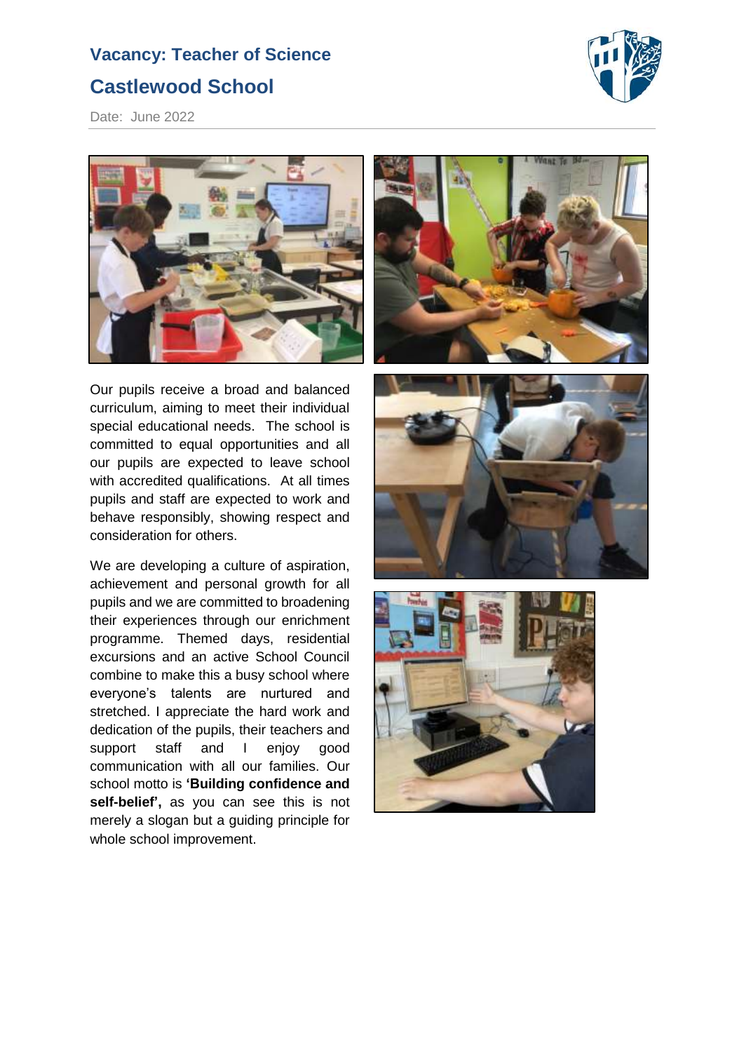Our pupils receive a broad and balanced curriculum, aiming to meet their individual special educational needs. The school is committed to equal opportunities and all our pupils are expected to leave school with accredited qualifications. At all times pupils and staff are expected to work and behave responsibly, showing respect and consideration for others.

We are developing a culture of aspiration, achievement and personal growth for all pupils and we are committed to broadening their experiences through our enrichment programme. Themed days, residential excursions and an active School Council combine to make this a busy school where everyone's talents are nurtured and stretched. I appreciate the hard work and dedication of the pupils, their teachers and support staff and I enjoy good communication with all our families. Our school motto is **'Building confidence and self-belief',** as you can see this is not merely a slogan but a guiding principle for whole school improvement.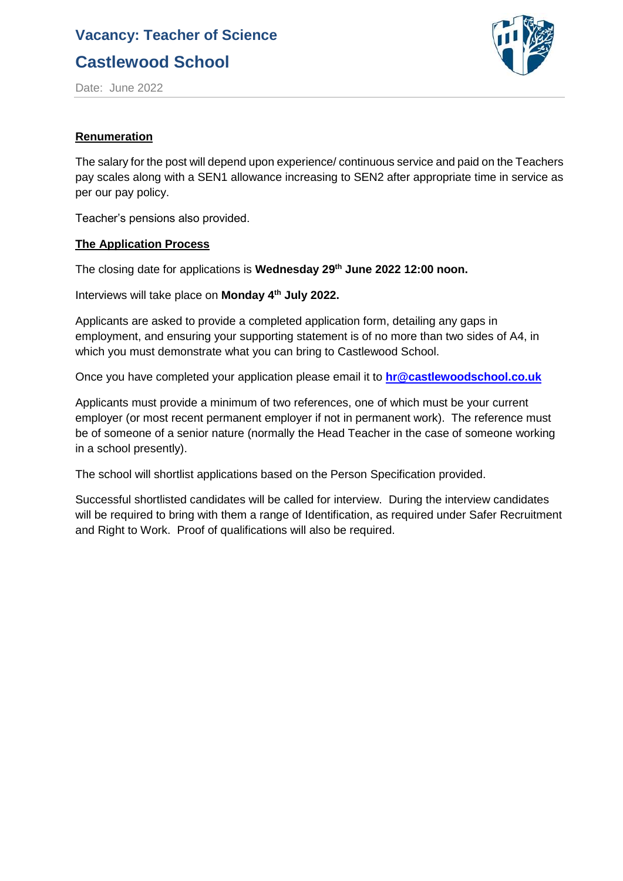## Renumeration

The salary for the post will depend upon experience/ continuous service and paid on the Teachers pay scales along with a SEN1 allowance increasing to SEN2 after appropriate time in service as per our pay policy.

Teacher's pensions also provided.

## The Application Process

The closing date for applications is **Wednesday 29th June 2022 12:00 noon.**

Interviews will take place on **Monday 4th July 2022.**

Applicants are asked to provide a completed application form, detailing any gaps in employment, and ensuring your supporting statement is of no more than two sides of A4, in which you must demonstrate what you can bring to Castlewood School.

Once you have completed your application please email it to **hr@castlewoodschool.co.uk**

Applicants must provide a minimum of two references, one of which must be your current employer (or most recent permanent employer if not in permanent work). The reference must be of someone of a senior nature (normally the Head Teacher in the case of someone working in a school presently).

The school will shortlist applications based on the Person Specification provided.

Successful shortlisted candidates will be called for interview. During the interview candidates will be required to bring with them a range of Identification, as required under Safer Recruitment and Right to Work. Proof of qualifications will also be required.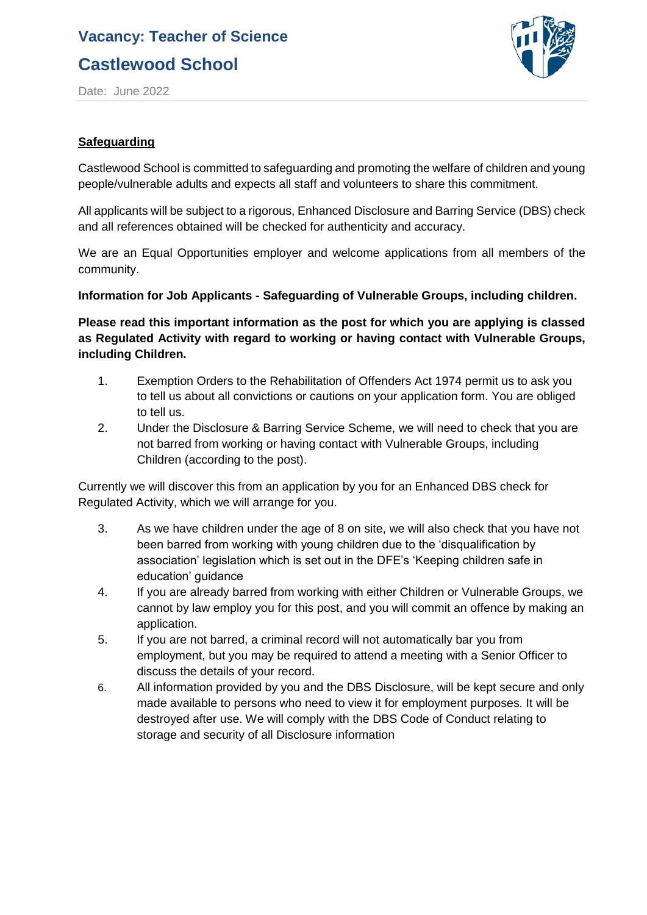## Safeguarding

Castlewood School is committed to safeguarding and promoting the welfare of children and young people/vulnerable adults and expects all staff and volunteers to share this commitment.

All applicants will be subject to a rigorous, Enhanced Disclosure and Barring Service (DBS) check and all references obtained will be checked for authenticity and accuracy.

We are an Equal Opportunities employer and welcome applications from all members of the community.

**Information for Job Applicants - Safeguarding of Vulnerable Groups, including children.**

**Please read this important information as the post for which you are applying is classed as Regulated Activity with regard to working or having contact with Vulnerable Groups, including Children.**

1. Exemption Orders to the Rehabilitation of Offenders Act 1974 permit us to ask you to tell us about all convictions or cautions on your application form. You are obliged to tell us.
2. Under the Disclosure & Barring Service Scheme, we will need to check that you are not barred from working or having contact with Vulnerable Groups, including Children (according to the post).

Currently we will discover this from an application by you for an Enhanced DBS check for Regulated Activity, which we will arrange for you.

3. As we have children under the age of 8 on site, we will also check that you have not been barred from working with young children due to the 'disqualification by association' legislation which is set out in the DFE's 'Keeping children safe in education' guidance
4. If you are already barred from working with either Children or Vulnerable Groups, we cannot by law employ you for this post, and you will commit an offence by making an application.
5. If you are not barred, a criminal record will not automatically bar you from employment, but you may be required to attend a meeting with a Senior Officer to discuss the details of your record.
6. All information provided by you and the DBS Disclosure, will be kept secure and only made available to persons who need to view it for employment purposes. It will be destroyed after use. We will comply with the DBS Code of Conduct relating to storage and security of all Disclosure information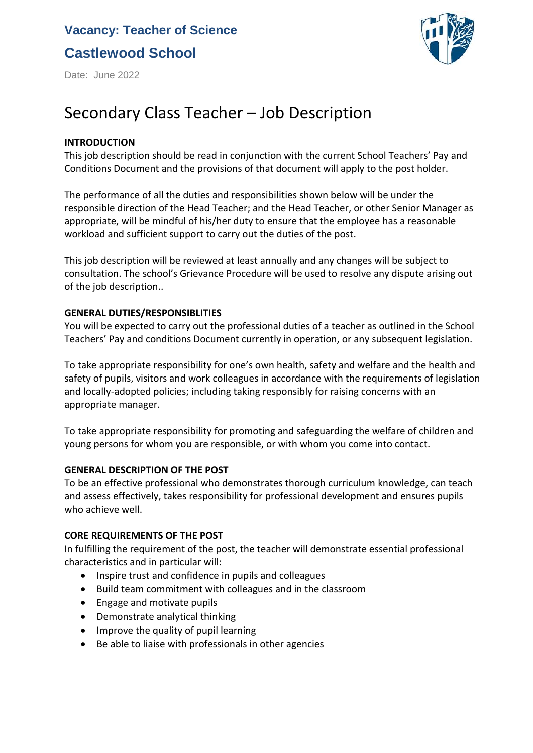**Vacancy: Teacher of Science**

**Castlewood School**

Date: June 2022

# Secondary Class Teacher – Job Description

**INTRODUCTION**

This job description should be read in conjunction with the current School Teachers' Pay and Conditions Document and the provisions of that document will apply to the post holder.

The performance of all the duties and responsibilities shown below will be under the responsible direction of the Head Teacher; and the Head Teacher, or other Senior Manager as appropriate, will be mindful of his/her duty to ensure that the employee has a reasonable workload and sufficient support to carry out the duties of the post.

This job description will be reviewed at least annually and any changes will be subject to consultation. The school's Grievance Procedure will be used to resolve any dispute arising out of the job description..

**GENERAL DUTIES/RESPONSIBLITIES**

You will be expected to carry out the professional duties of a teacher as outlined in the School Teachers' Pay and conditions Document currently in operation, or any subsequent legislation.

To take appropriate responsibility for one's own health, safety and welfare and the health and safety of pupils, visitors and work colleagues in accordance with the requirements of legislation and locally-adopted policies; including taking responsibly for raising concerns with an appropriate manager.

To take appropriate responsibility for promoting and safeguarding the welfare of children and young persons for whom you are responsible, or with whom you come into contact.

**GENERAL DESCRIPTION OF THE POST**

To be an effective professional who demonstrates thorough curriculum knowledge, can teach and assess effectively, takes responsibility for professional development and ensures pupils who achieve well.

**CORE REQUIREMENTS OF THE POST**

In fulfilling the requirement of the post, the teacher will demonstrate essential professional characteristics and in particular will:

- Inspire trust and confidence in pupils and colleagues
- Build team commitment with colleagues and in the classroom
- Engage and motivate pupils
- Demonstrate analytical thinking
- Improve the quality of pupil learning
- Be able to liaise with professionals in other agencies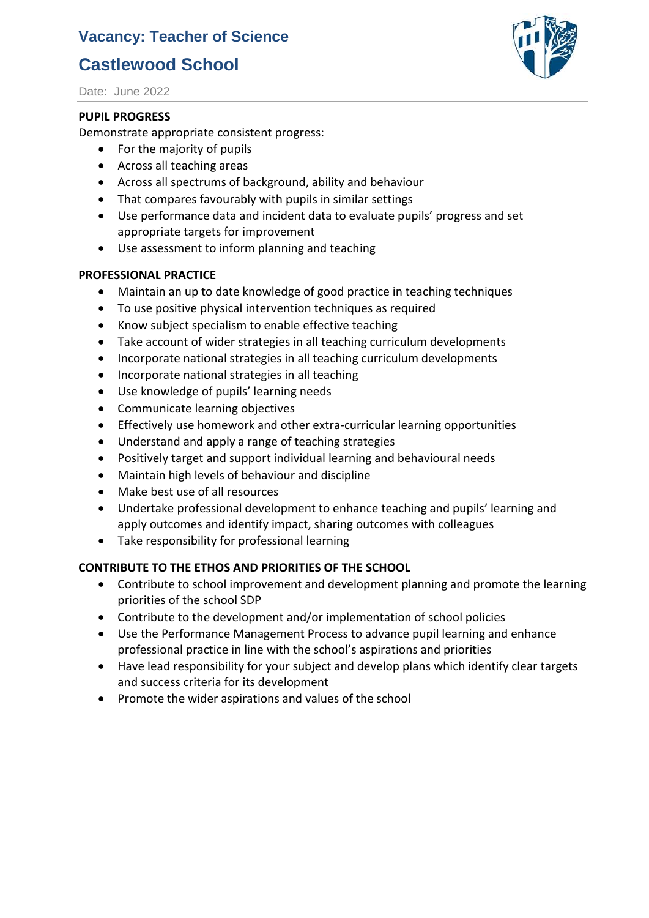**PUPIL PROGRESS**

Demonstrate appropriate consistent progress:

- For the majority of pupils
- Across all teaching areas
- Across all spectrums of background, ability and behaviour
- That compares favourably with pupils in similar settings
- Use performance data and incident data to evaluate pupils' progress and set appropriate targets for improvement
- Use assessment to inform planning and teaching

**PROFESSIONAL PRACTICE**

- Maintain an up to date knowledge of good practice in teaching techniques
- To use positive physical intervention techniques as required
- Know subject specialism to enable effective teaching
- Take account of wider strategies in all teaching curriculum developments
- Incorporate national strategies in all teaching curriculum developments
- Incorporate national strategies in all teaching
- Use knowledge of pupils' learning needs
- Communicate learning objectives
- Effectively use homework and other extra-curricular learning opportunities
- Understand and apply a range of teaching strategies
- Positively target and support individual learning and behavioural needs
- Maintain high levels of behaviour and discipline
- Make best use of all resources
- Undertake professional development to enhance teaching and pupils' learning and apply outcomes and identify impact, sharing outcomes with colleagues
- Take responsibility for professional learning

**CONTRIBUTE TO THE ETHOS AND PRIORITIES OF THE SCHOOL**

- Contribute to school improvement and development planning and promote the learning priorities of the school SDP
- Contribute to the development and/or implementation of school policies
- Use the Performance Management Process to advance pupil learning and enhance professional practice in line with the school's aspirations and priorities
- Have lead responsibility for your subject and develop plans which identify clear targets and success criteria for its development
- Promote the wider aspirations and values of the school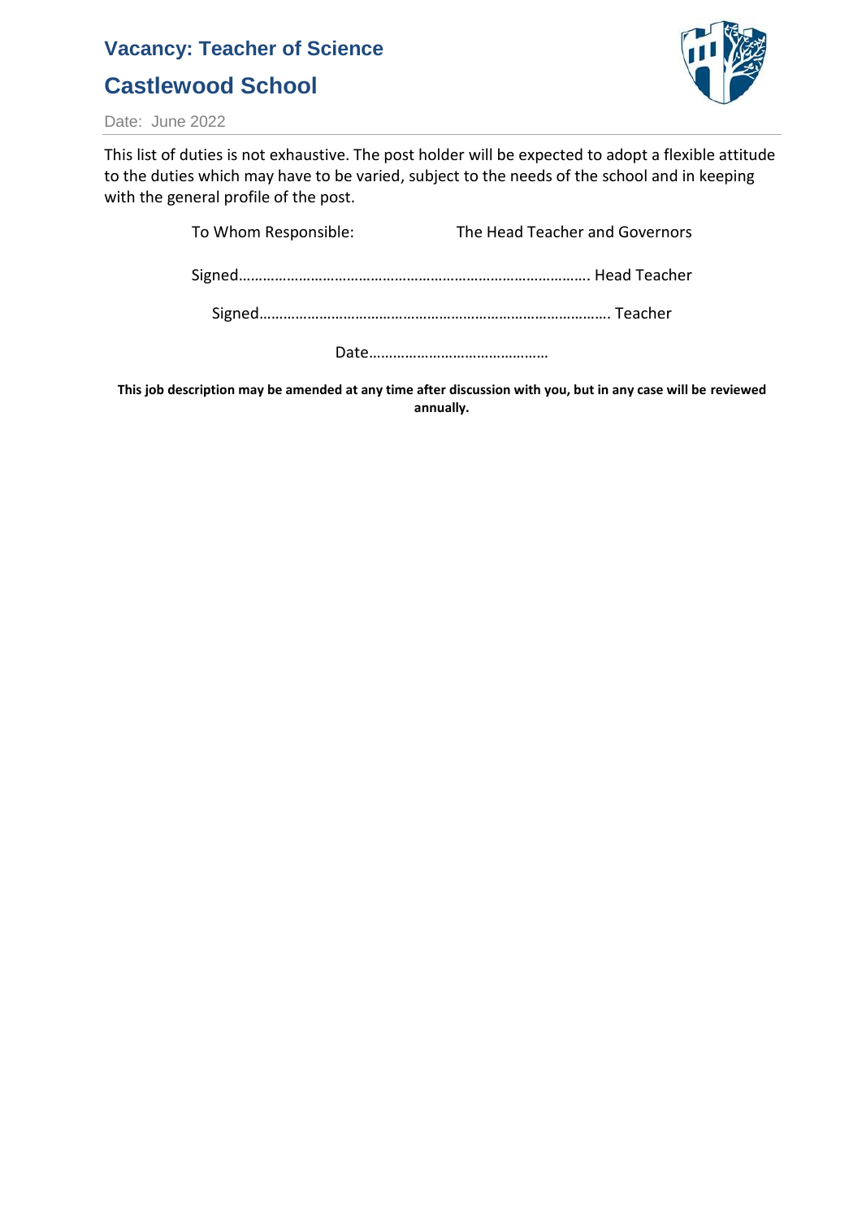This list of duties is not exhaustive. The post holder will be expected to adopt a flexible attitude to the duties which may have to be varied, subject to the needs of the school and in keeping with the general profile of the post.

To Whom Responsible: The Head Teacher and Governors

Signed……………………………………………………………………………. Head Teacher

Signed……………………………………………………………………………. Teacher

Date………………………………………

**This job description may be amended at any time after discussion with you, but in any case will be reviewed annually.**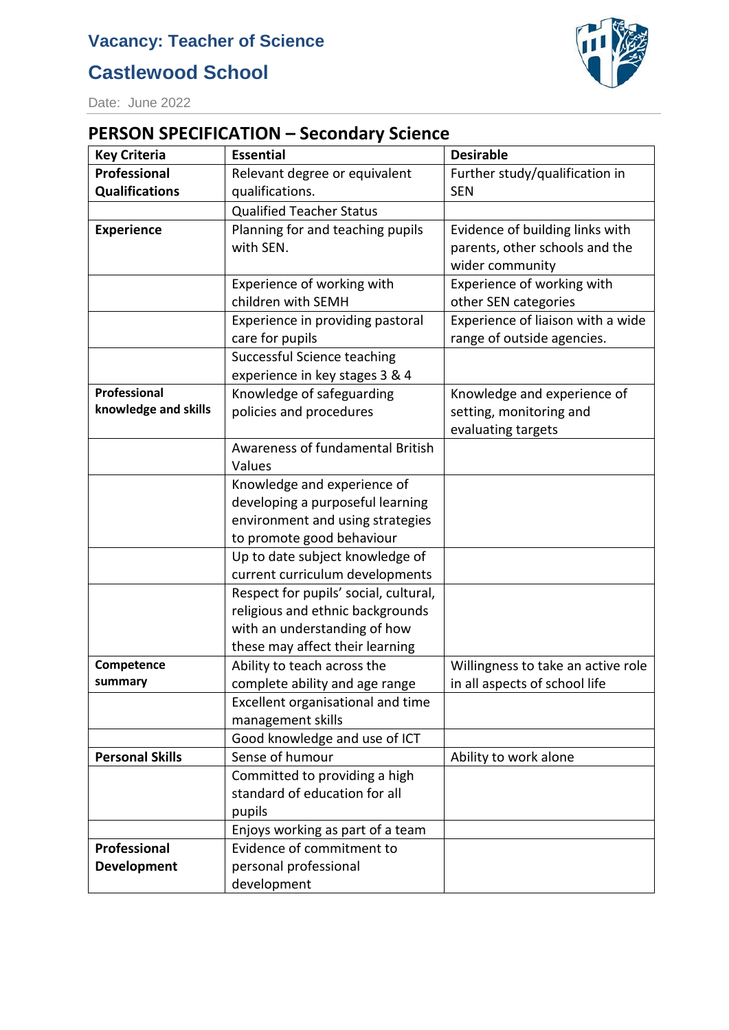## Vacancy: Teacher of Science

## Castlewood School

Date: June 2022

# PERSON SPECIFICATION – Secondary Science

| Key Criteria | Essential | Desirable |
|---|---|---|
| **Professional Qualifications** | Relevant degree or equivalent qualifications. | Further study/qualification in SEN |
| | Qualified Teacher Status | |
| **Experience** | Planning for and teaching pupils with SEN. | Evidence of building links with parents, other schools and the wider community |
| | Experience of working with children with SEMH | Experience of working with other SEN categories |
| | Experience in providing pastoral care for pupils | Experience of liaison with a wide range of outside agencies. |
| | Successful Science teaching experience in key stages 3 & 4 | |
| **Professional knowledge and skills** | Knowledge of safeguarding policies and procedures | Knowledge and experience of setting, monitoring and evaluating targets |
| | Awareness of fundamental British Values | |
| | Knowledge and experience of developing a purposeful learning environment and using strategies to promote good behaviour | |
| | Up to date subject knowledge of current curriculum developments | |
| | Respect for pupils' social, cultural, religious and ethnic backgrounds with an understanding of how these may affect their learning | |
| **Competence summary** | Ability to teach across the complete ability and age range | Willingness to take an active role in all aspects of school life |
| | Excellent organisational and time management skills | |
| | Good knowledge and use of ICT | |
| **Personal Skills** | Sense of humour | Ability to work alone |
| | Committed to providing a high standard of education for all pupils | |
| | Enjoys working as part of a team | |
| **Professional Development** | Evidence of commitment to personal professional development | |